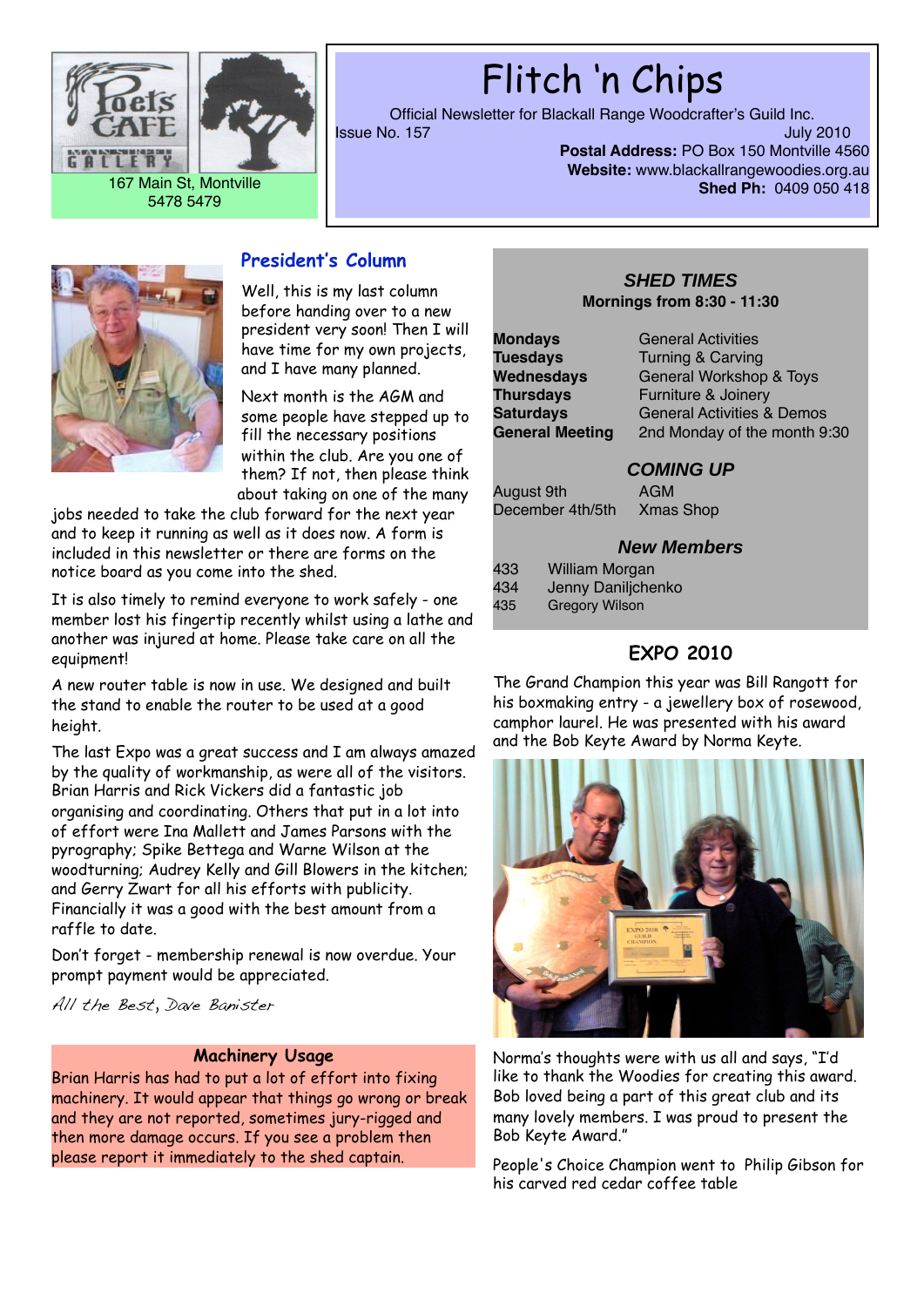Poets CAFE GALLERY

167 Main St, Montville
5478 5479

# Flitch 'n Chips

Official Newsletter for Blackall Range Woodcrafter's Guild Inc.

Issue No. 157 — July 2010

**Postal Address:** PO Box 150 Montville 4560
**Website:** www.blackallrangewoodies.org.au
**Shed Ph:** 0409 050 418

## President's Column

Well, this is my last column before handing over to a new president very soon! Then I will have time for my own projects, and I have many planned.

Next month is the AGM and some people have stepped up to fill the necessary positions within the club. Are you one of them? If not, then please think about taking on one of the many jobs needed to take the club forward for the next year and to keep it running as well as it does now. A form is included in this newsletter or there are forms on the notice board as you come into the shed.

It is also timely to remind everyone to work safely - one member lost his fingertip recently whilst using a lathe and another was injured at home. Please take care on all the equipment!

A new router table is now in use. We designed and built the stand to enable the router to be used at a good height.

The last Expo was a great success and I am always amazed by the quality of workmanship, as were all of the visitors. Brian Harris and Rick Vickers did a fantastic job organising and coordinating. Others that put in a lot into of effort were Ina Mallett and James Parsons with the pyrography; Spike Bettega and Warne Wilson at the woodturning; Audrey Kelly and Gill Blowers in the kitchen; and Gerry Zwart for all his efforts with publicity. Financially it was a good with the best amount from a raffle to date.

Don't forget - membership renewal is now overdue. Your prompt payment would be appreciated.

*All the Best, Dave Banister*

### Machinery Usage

Brian Harris has had to put a lot of effort into fixing machinery. It would appear that things go wrong or break and they are not reported, sometimes jury-rigged and then more damage occurs. If you see a problem then please report it immediately to the shed captain.

### *SHED TIMES*

**Mornings from 8:30 - 11:30**

| | |
|---|---|
| **Mondays** | General Activities |
| **Tuesdays** | Turning & Carving |
| **Wednesdays** | General Workshop & Toys |
| **Thursdays** | Furniture & Joinery |
| **Saturdays** | General Activities & Demos |
| **General Meeting** | 2nd Monday of the month 9:30 |

### *COMING UP*

| | |
|---|---|
| August 9th | AGM |
| December 4th/5th | Xmas Shop |

### *New Members*

| | |
|---|---|
| 433 | William Morgan |
| 434 | Jenny Daniljchenko |
| 435 | Gregory Wilson |

## EXPO 2010

The Grand Champion this year was Bill Rangott for his boxmaking entry - a jewellery box of rosewood, camphor laurel. He was presented with his award and the Bob Keyte Award by Norma Keyte.

Norma's thoughts were with us all and says, "I'd like to thank the Woodies for creating this award. Bob loved being a part of this great club and its many lovely members. I was proud to present the Bob Keyte Award."

People's Choice Champion went to Philip Gibson for his carved red cedar coffee table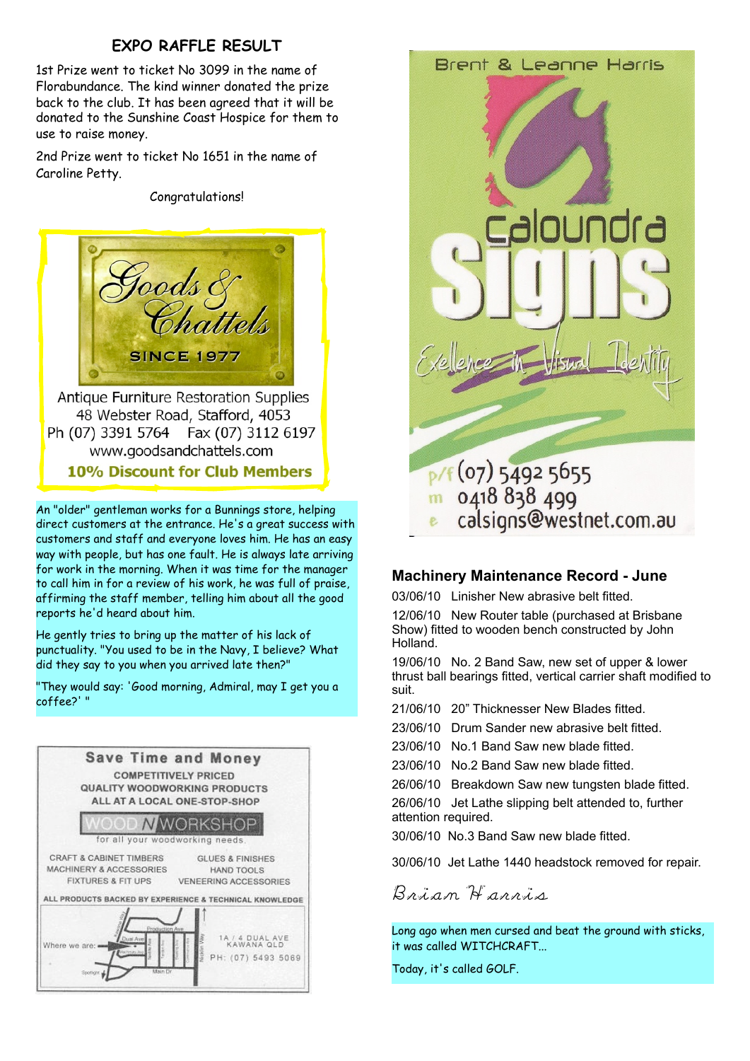## EXPO RAFFLE RESULT

1st Prize went to ticket No 3099 in the name of Florabundance. The kind winner donated the prize back to the club. It has been agreed that it will be donated to the Sunshine Coast Hospice for them to use to raise money.

2nd Prize went to ticket No 1651 in the name of Caroline Petty.

Congratulations!

Goods & Chattels

SINCE 1977

Antique Furniture Restoration Supplies
48 Webster Road, Stafford, 4053
Ph (07) 3391 5764 Fax (07) 3112 6197
www.goodsandchattels.com

**10% Discount for Club Members**

An "older" gentleman works for a Bunnings store, helping direct customers at the entrance. He's a great success with customers and staff and everyone loves him. He has an easy way with people, but has one fault. He is always late arriving for work in the morning. When it was time for the manager to call him in for a review of his work, he was full of praise, affirming the staff member, telling him about all the good reports he'd heard about him.

He gently tries to bring up the matter of his lack of punctuality. "You used to be in the Navy, I believe? What did they say to you when you arrived late then?"

"They would say: 'Good morning, Admiral, may I get you a coffee?' "

**Save Time and Money**

COMPETITIVELY PRICED
QUALITY WOODWORKING PRODUCTS
ALL AT A LOCAL ONE-STOP-SHOP

WOOD N WORKSHOP
for all your woodworking needs.

CRAFT & CABINET TIMBERS — GLUES & FINISHES
MACHINERY & ACCESSORIES — HAND TOOLS
FIXTURES & FIT UPS — VENEERING ACCESSORIES

ALL PRODUCTS BACKED BY EXPERIENCE & TECHNICAL KNOWLEDGE

Where we are:
1A / 4 DUAL AVE
KAWANA QLD
PH: (07) 5493 5069

Brent & Leanne Harris

Caloundra Signs

Excellence in Visual Identity

p/f (07) 5492 5655
m 0418 838 499
e calsigns@westnet.com.au

## Machinery Maintenance Record - June

03/06/10 Linisher New abrasive belt fitted.

12/06/10 New Router table (purchased at Brisbane Show) fitted to wooden bench constructed by John Holland.

19/06/10 No. 2 Band Saw, new set of upper & lower thrust ball bearings fitted, vertical carrier shaft modified to suit.

21/06/10 20" Thicknesser New Blades fitted.

23/06/10 Drum Sander new abrasive belt fitted.

23/06/10 No.1 Band Saw new blade fitted.

23/06/10 No.2 Band Saw new blade fitted.

26/06/10 Breakdown Saw new tungsten blade fitted.

26/06/10 Jet Lathe slipping belt attended to, further attention required.

30/06/10 No.3 Band Saw new blade fitted.

30/06/10 Jet Lathe 1440 headstock removed for repair.

*Brian Harris*

Long ago when men cursed and beat the ground with sticks, it was called WITCHCRAFT...

Today, it's called GOLF.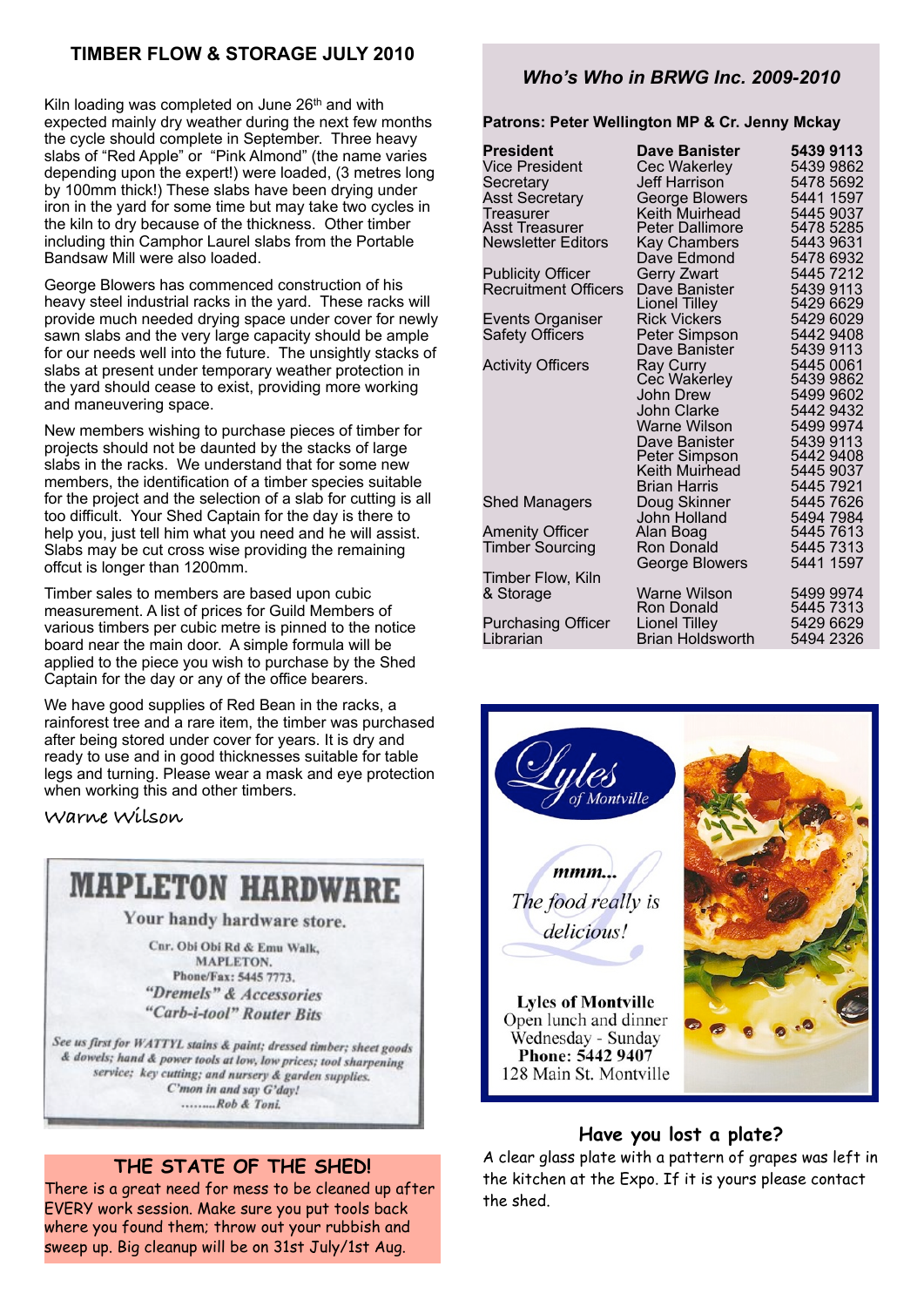## TIMBER FLOW & STORAGE JULY 2010

Kiln loading was completed on June 26th and with expected mainly dry weather during the next few months the cycle should complete in September. Three heavy slabs of "Red Apple" or "Pink Almond" (the name varies depending upon the expert!) were loaded, (3 metres long by 100mm thick!) These slabs have been drying under iron in the yard for some time but may take two cycles in the kiln to dry because of the thickness. Other timber including thin Camphor Laurel slabs from the Portable Bandsaw Mill were also loaded.

George Blowers has commenced construction of his heavy steel industrial racks in the yard. These racks will provide much needed drying space under cover for newly sawn slabs and the very large capacity should be ample for our needs well into the future. The unsightly stacks of slabs at present under temporary weather protection in the yard should cease to exist, providing more working and maneuvering space.

New members wishing to purchase pieces of timber for projects should not be daunted by the stacks of large slabs in the racks. We understand that for some new members, the identification of a timber species suitable for the project and the selection of a slab for cutting is all too difficult. Your Shed Captain for the day is there to help you, just tell him what you need and he will assist. Slabs may be cut cross wise providing the remaining offcut is longer than 1200mm.

Timber sales to members are based upon cubic measurement. A list of prices for Guild Members of various timbers per cubic metre is pinned to the notice board near the main door. A simple formula will be applied to the piece you wish to purchase by the Shed Captain for the day or any of the office bearers.

We have good supplies of Red Bean in the racks, a rainforest tree and a rare item, the timber was purchased after being stored under cover for years. It is dry and ready to use and in good thicknesses suitable for table legs and turning. Please wear a mask and eye protection when working this and other timbers.

*Warne Wilson*

## MAPLETON HARDWARE

Your handy hardware store.

Cnr. Obi Obi Rd & Emu Walk,
MAPLETON.
Phone/Fax: 5445 7773.

*"Dremels" & Accessories*
*"Carb-i-tool" Router Bits*

*See us first for WATTYL stains & paint; dressed timber; sheet goods & dowels; hand & power tools at low, low prices; tool sharpening service; key cutting; and nursery & garden supplies.*
*C'mon in and say G'day!*
*.........Rob & Toni.*

## THE STATE OF THE SHED!

There is a great need for mess to be cleaned up after EVERY work session. Make sure you put tools back where you found them; throw out your rubbish and sweep up. Big cleanup will be on 31st July/1st Aug.

## *Who's Who in BRWG Inc. 2009-2010*

**Patrons: Peter Wellington MP & Cr. Jenny Mckay**

| | | |
|---|---|---|
| **President** | **Dave Banister** | **5439 9113** |
| Vice President | Cec Wakerley | 5439 9862 |
| Secretary | Jeff Harrison | 5478 5692 |
| Asst Secretary | George Blowers | 5441 1597 |
| Treasurer | Keith Muirhead | 5445 9037 |
| Asst Treasurer | Peter Dallimore | 5478 5285 |
| Newsletter Editors | Kay Chambers | 5443 9631 |
| | Dave Edmond | 5478 6932 |
| Publicity Officer | Gerry Zwart | 5445 7212 |
| Recruitment Officers | Dave Banister | 5439 9113 |
| | Lionel Tilley | 5429 6629 |
| Events Organiser | Rick Vickers | 5429 6029 |
| Safety Officers | Peter Simpson | 5442 9408 |
| | Dave Banister | 5439 9113 |
| Activity Officers | Ray Curry | 5445 0061 |
| | Cec Wakerley | 5439 9862 |
| | John Drew | 5499 9602 |
| | John Clarke | 5442 9432 |
| | Warne Wilson | 5499 9974 |
| | Dave Banister | 5439 9113 |
| | Peter Simpson | 5442 9408 |
| | Keith Muirhead | 5445 9037 |
| | Brian Harris | 5445 7921 |
| Shed Managers | Doug Skinner | 5445 7626 |
| | John Holland | 5494 7984 |
| Amenity Officer | Alan Boag | 5445 7613 |
| Timber Sourcing | Ron Donald | 5445 7313 |
| | George Blowers | 5441 1597 |
| Timber Flow, Kiln & Storage | Warne Wilson | 5499 9974 |
| | Ron Donald | 5445 7313 |
| Purchasing Officer | Lionel Tilley | 5429 6629 |
| Librarian | Brian Holdsworth | 5494 2326 |

*Lyles of Montville*

*mmm...*
*The food really is delicious!*

**Lyles of Montville**
Open lunch and dinner
Wednesday - Sunday
**Phone: 5442 9407**
128 Main St. Montville

## Have you lost a plate?

A clear glass plate with a pattern of grapes was left in the kitchen at the Expo. If it is yours please contact the shed.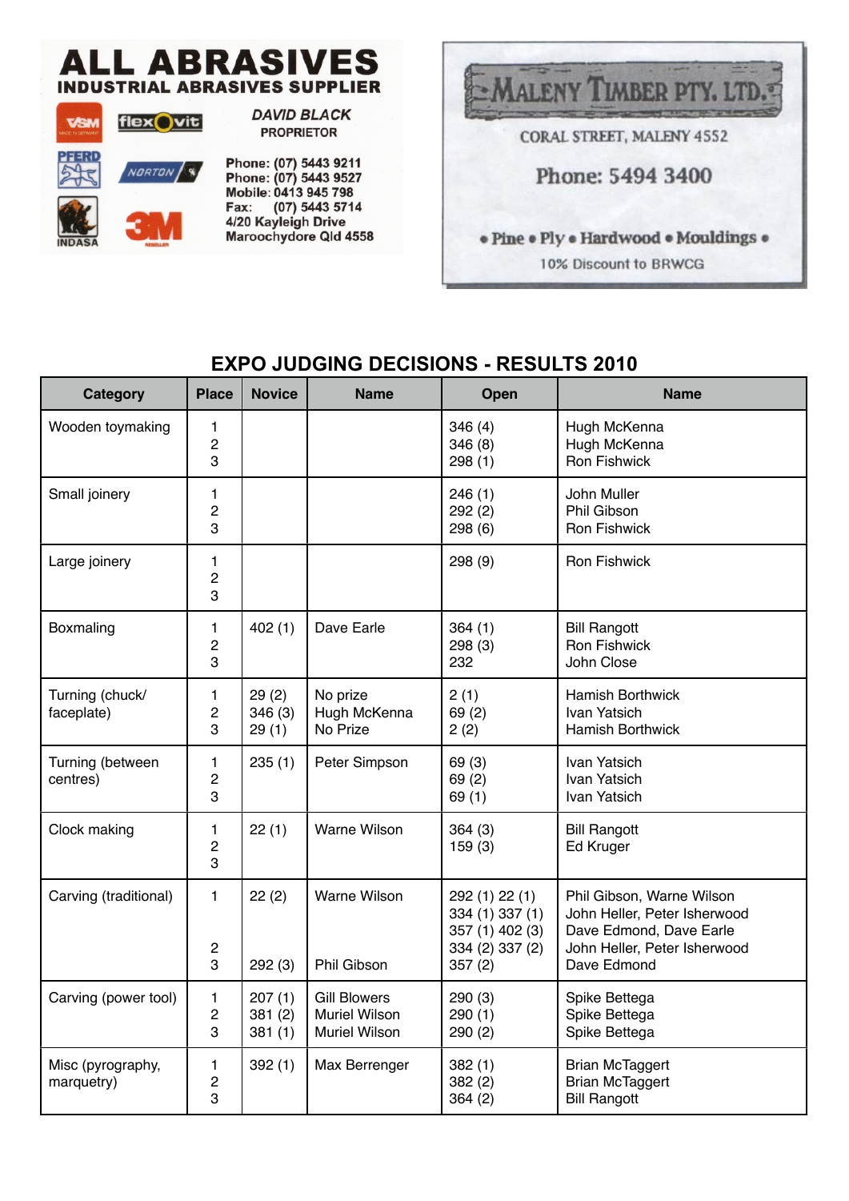**ALL ABRASIVES**
**INDUSTRIAL ABRASIVES SUPPLIER**

VSM flexovit PFERD NORTON INDASA 3M

*DAVID BLACK*
PROPRIETOR

Phone: (07) 5443 9211
Phone: (07) 5443 9527
Mobile: 0413 945 798
Fax: (07) 5443 5714
4/20 Kayleigh Drive
Maroochydore Qld 4558

**MALENY TIMBER PTY. LTD.**

CORAL STREET, MALENY 4552

Phone: 5494 3400

• Pine • Ply • Hardwood • Mouldings •

10% Discount to BRWCG

## EXPO JUDGING DECISIONS - RESULTS 2010

| Category | Place | Novice | Name | Open | Name |
|---|---|---|---|---|---|
| Wooden toymaking | 1<br>2<br>3 | | | 346 (4)<br>346 (8)<br>298 (1) | Hugh McKenna<br>Hugh McKenna<br>Ron Fishwick |
| Small joinery | 1<br>2<br>3 | | | 246 (1)<br>292 (2)<br>298 (6) | John Muller<br>Phil Gibson<br>Ron Fishwick |
| Large joinery | 1<br>2<br>3 | | | 298 (9) | Ron Fishwick |
| Boxmaling | 1<br>2<br>3 | 402 (1) | Dave Earle | 364 (1)<br>298 (3)<br>232 | Bill Rangott<br>Ron Fishwick<br>John Close |
| Turning (chuck/ faceplate) | 1<br>2<br>3 | 29 (2)<br>346 (3)<br>29 (1) | No prize<br>Hugh McKenna<br>No Prize | 2 (1)<br>69 (2)<br>2 (2) | Hamish Borthwick<br>Ivan Yatsich<br>Hamish Borthwick |
| Turning (between centres) | 1<br>2<br>3 | 235 (1) | Peter Simpson | 69 (3)<br>69 (2)<br>69 (1) | Ivan Yatsich<br>Ivan Yatsich<br>Ivan Yatsich |
| Clock making | 1<br>2<br>3 | 22 (1) | Warne Wilson | 364 (3)<br>159 (3) | Bill Rangott<br>Ed Kruger |
| Carving (traditional) | 1<br><br><br>2<br>3 | 22 (2)<br><br><br><br>292 (3) | Warne Wilson<br><br><br><br>Phil Gibson | 292 (1) 22 (1)<br>334 (1) 337 (1)<br>357 (1) 402 (3)<br>334 (2) 337 (2)<br>357 (2) | Phil Gibson, Warne Wilson<br>John Heller, Peter Isherwood<br>Dave Edmond, Dave Earle<br>John Heller, Peter Isherwood<br>Dave Edmond |
| Carving (power tool) | 1<br>2<br>3 | 207 (1)<br>381 (2)<br>381 (1) | Gill Blowers<br>Muriel Wilson<br>Muriel Wilson | 290 (3)<br>290 (1)<br>290 (2) | Spike Bettega<br>Spike Bettega<br>Spike Bettega |
| Misc (pyrography, marquetry) | 1<br>2<br>3 | 392 (1) | Max Berrenger | 382 (1)<br>382 (2)<br>364 (2) | Brian McTaggert<br>Brian McTaggert<br>Bill Rangott |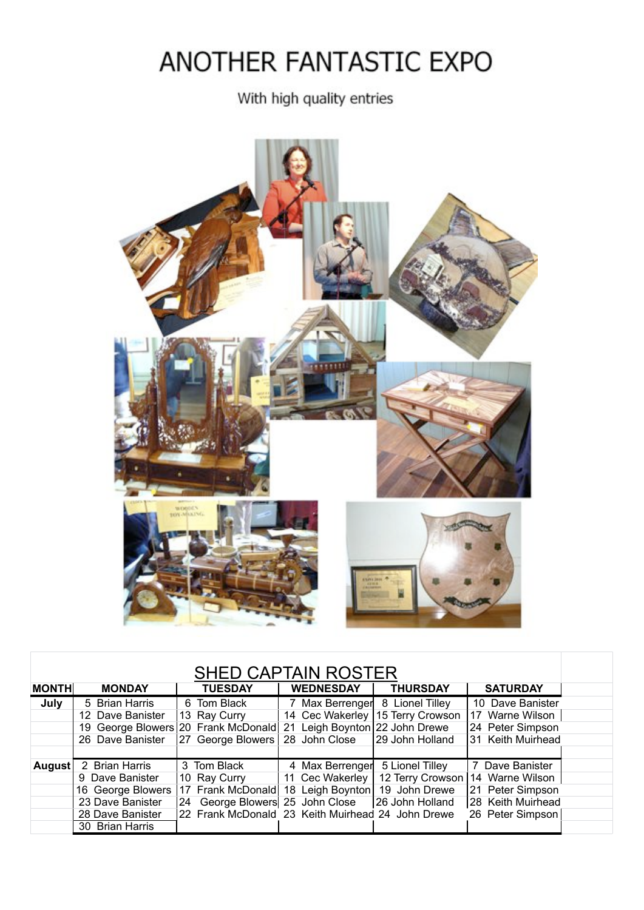# ANOTHER FANTASTIC EXPO

With high quality entries

## SHED CAPTAIN ROSTER

| MONTH | MONDAY | TUESDAY | WEDNESDAY | THURSDAY | SATURDAY |
|---|---|---|---|---|---|
| July | 5 Brian Harris | 6 Tom Black | 7 Max Berrenger | 8 Lionel Tilley | 10 Dave Banister |
| | 12 Dave Banister | 13 Ray Curry | 14 Cec Wakerley | 15 Terry Crowson | 17 Warne Wilson |
| | 19 George Blowers | 20 Frank McDonald | 21 Leigh Boynton | 22 John Drewe | 24 Peter Simpson |
| | 26 Dave Banister | 27 George Blowers | 28 John Close | 29 John Holland | 31 Keith Muirhead |
| | | | | | |
| August | 2 Brian Harris | 3 Tom Black | 4 Max Berrenger | 5 Lionel Tilley | 7 Dave Banister |
| | 9 Dave Banister | 10 Ray Curry | 11 Cec Wakerley | 12 Terry Crowson | 14 Warne Wilson |
| | 16 George Blowers | 17 Frank McDonald | 18 Leigh Boynton | 19 John Drewe | 21 Peter Simpson |
| | 23 Dave Banister | 24 George Blowers | 25 John Close | 26 John Holland | 28 Keith Muirhead |
| | 28 Dave Banister | 22 Frank McDonald | 23 Keith Muirhead | 24 John Drewe | 26 Peter Simpson |
| | 30 Brian Harris | | | | |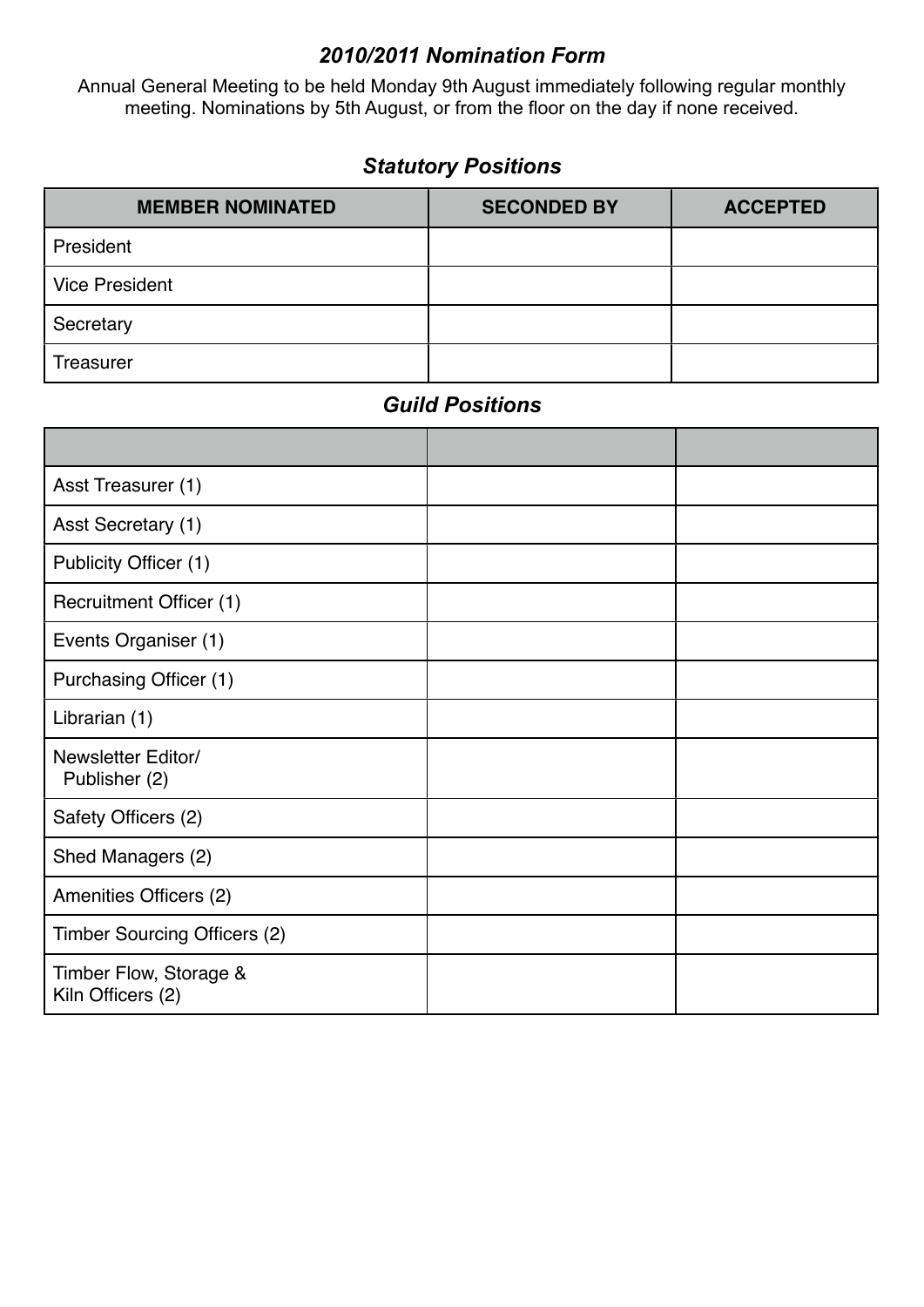### *2010/2011 Nomination Form*

Annual General Meeting to be held Monday 9th August immediately following regular monthly meeting. Nominations by 5th August, or from the floor on the day if none received.

### *Statutory Positions*

| MEMBER NOMINATED | SECONDED BY | ACCEPTED |
|---|---|---|
| President | | |
| Vice President | | |
| Secretary | | |
| Treasurer | | |

### *Guild Positions*

| | | |
|---|---|---|
| Asst Treasurer (1) | | |
| Asst Secretary (1) | | |
| Publicity Officer (1) | | |
| Recruitment Officer (1) | | |
| Events Organiser (1) | | |
| Purchasing Officer (1) | | |
| Librarian (1) | | |
| Newsletter Editor/ Publisher (2) | | |
| Safety Officers (2) | | |
| Shed Managers (2) | | |
| Amenities Officers (2) | | |
| Timber Sourcing Officers (2) | | |
| Timber Flow, Storage & Kiln Officers (2) | | |